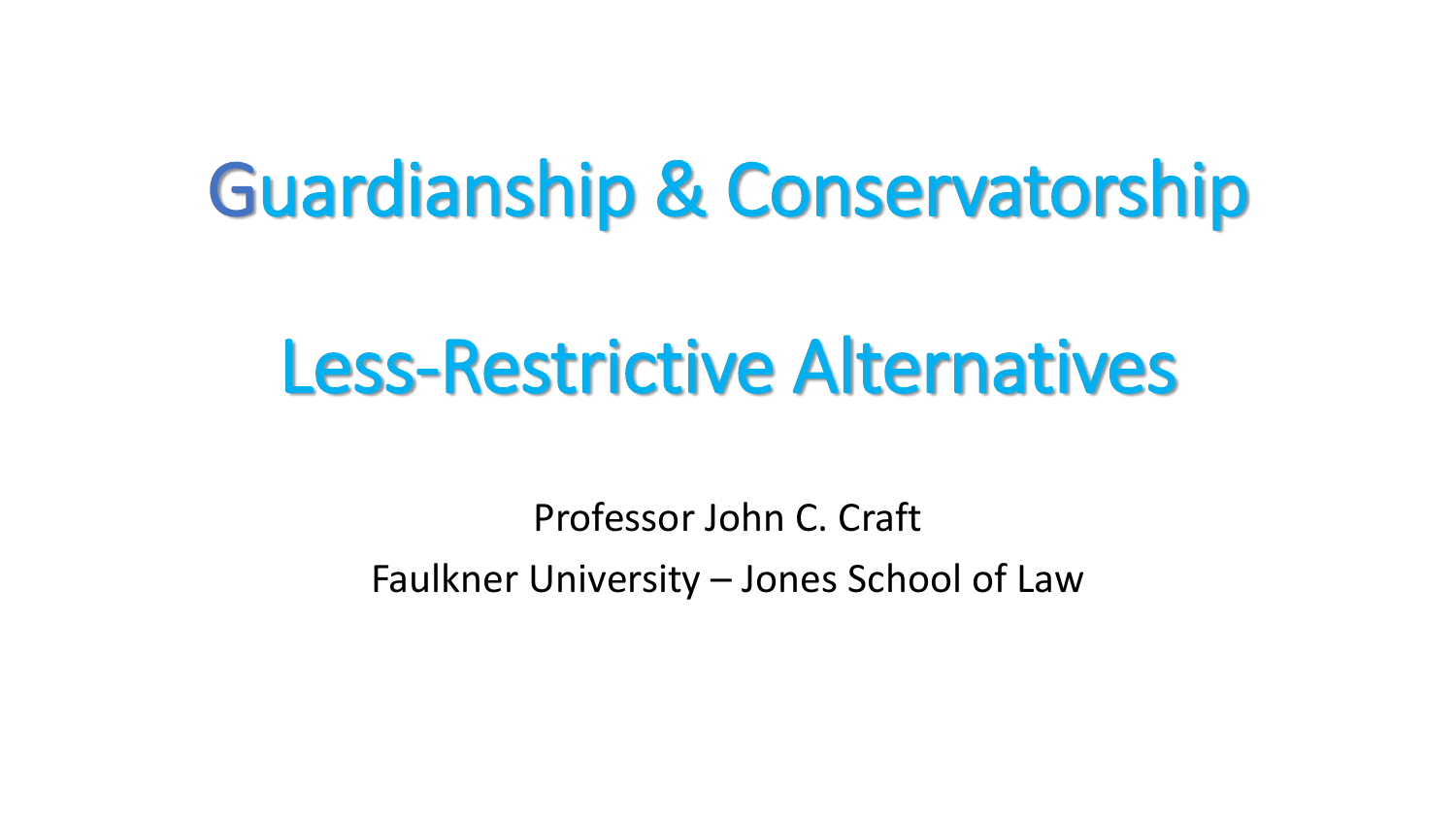# Guardianship & Conservatorship

## Less-Restrictive Alternatives

Professor John C. Craft

Faulkner University – Jones School of Law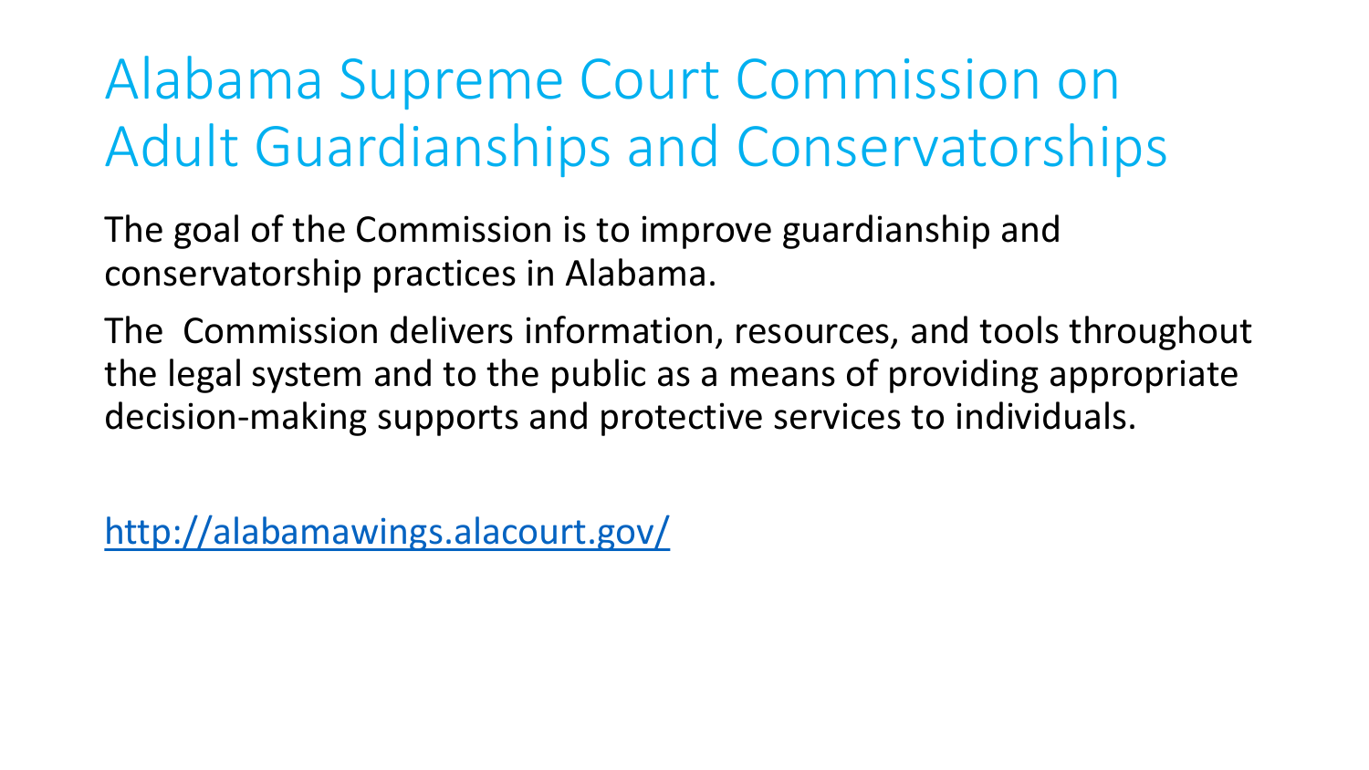# Alabama Supreme Court Commission on Adult Guardianships and Conservatorships

The goal of the Commission is to improve guardianship and conservatorship practices in Alabama.

The Commission delivers information, resources, and tools throughout the legal system and to the public as a means of providing appropriate decision-making supports and protective services to individuals.

[http://alabamawings.alacourt.gov/](http://alabamawings.alacourt.gov/)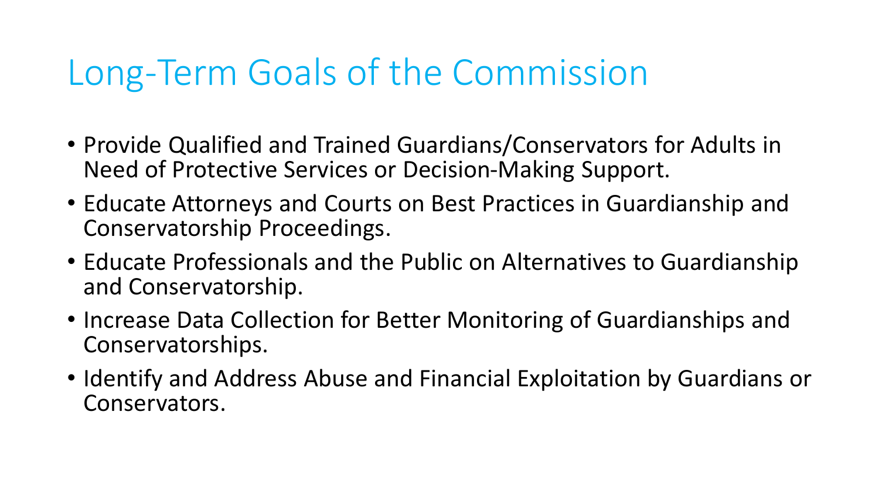# Long-Term Goals of the Commission

- Provide Qualified and Trained Guardians/Conservators for Adults in Need of Protective Services or Decision-Making Support.
- Educate Attorneys and Courts on Best Practices in Guardianship and Conservatorship Proceedings.
- Educate Professionals and the Public on Alternatives to Guardianship and Conservatorship.
- Increase Data Collection for Better Monitoring of Guardianships and Conservatorships.
- Identify and Address Abuse and Financial Exploitation by Guardians or Conservators.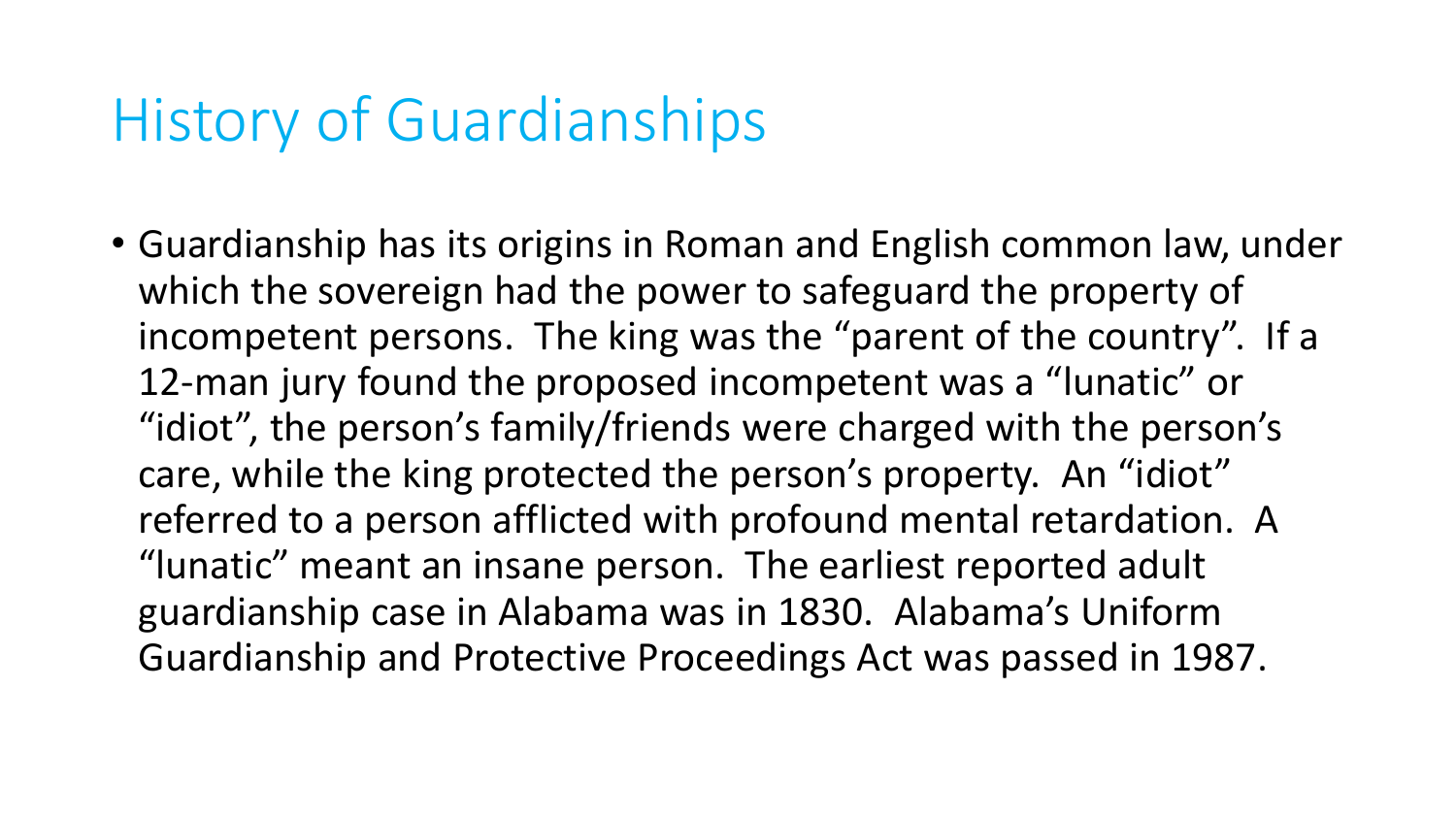# History of Guardianships

- Guardianship has its origins in Roman and English common law, under which the sovereign had the power to safeguard the property of incompetent persons. The king was the "parent of the country". If a 12-man jury found the proposed incompetent was a "lunatic" or "idiot", the person's family/friends were charged with the person's care, while the king protected the person's property. An "idiot" referred to a person afflicted with profound mental retardation. A "lunatic" meant an insane person. The earliest reported adult guardianship case in Alabama was in 1830. Alabama's Uniform Guardianship and Protective Proceedings Act was passed in 1987.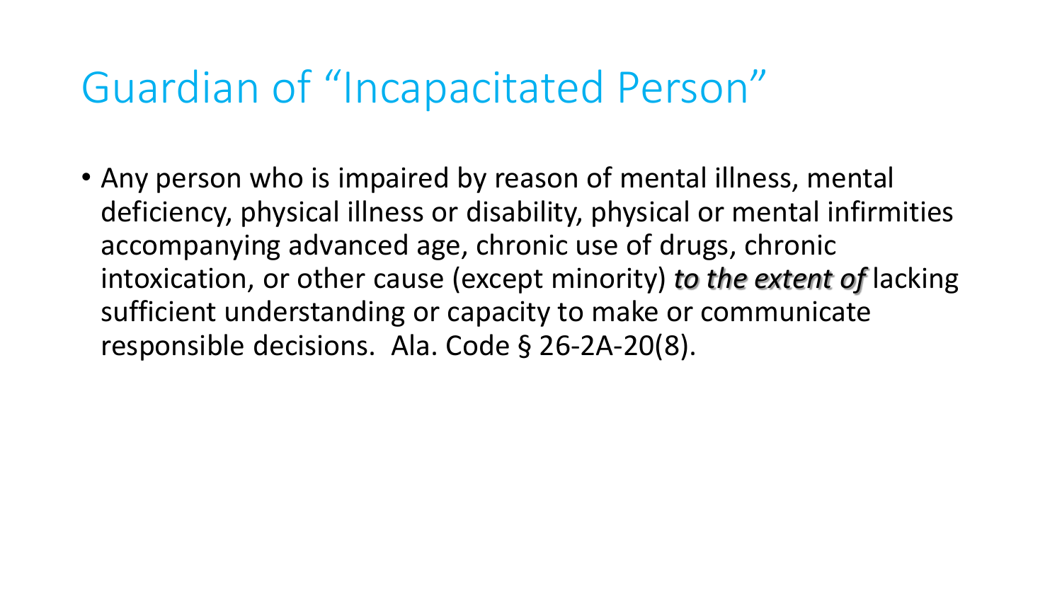# Guardian of "Incapacitated Person"

- Any person who is impaired by reason of mental illness, mental deficiency, physical illness or disability, physical or mental infirmities accompanying advanced age, chronic use of drugs, chronic intoxication, or other cause (except minority) ***to the extent of*** lacking sufficient understanding or capacity to make or communicate responsible decisions. Ala. Code § 26-2A-20(8).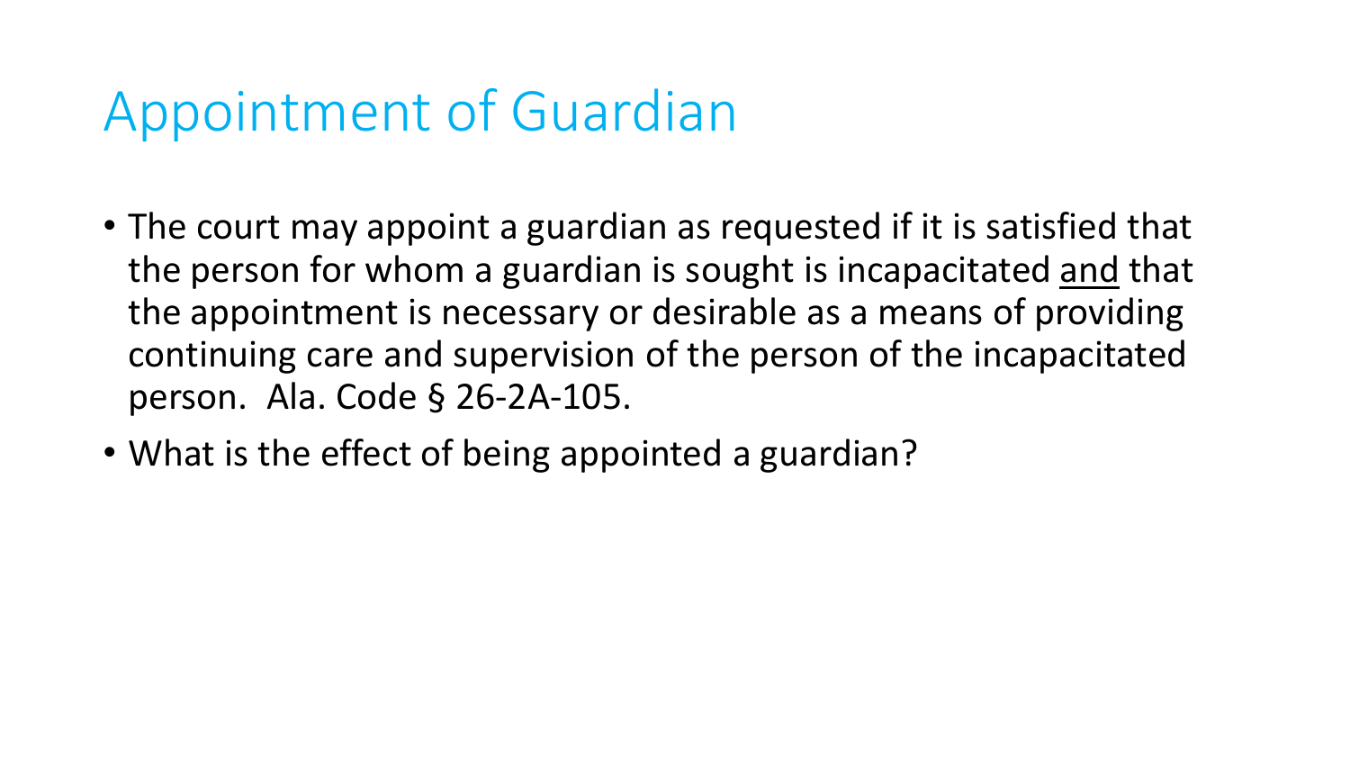# Appointment of Guardian

- The court may appoint a guardian as requested if it is satisfied that the person for whom a guardian is sought is incapacitated <u>and</u> that the appointment is necessary or desirable as a means of providing continuing care and supervision of the person of the incapacitated person. Ala. Code § 26-2A-105.
- What is the effect of being appointed a guardian?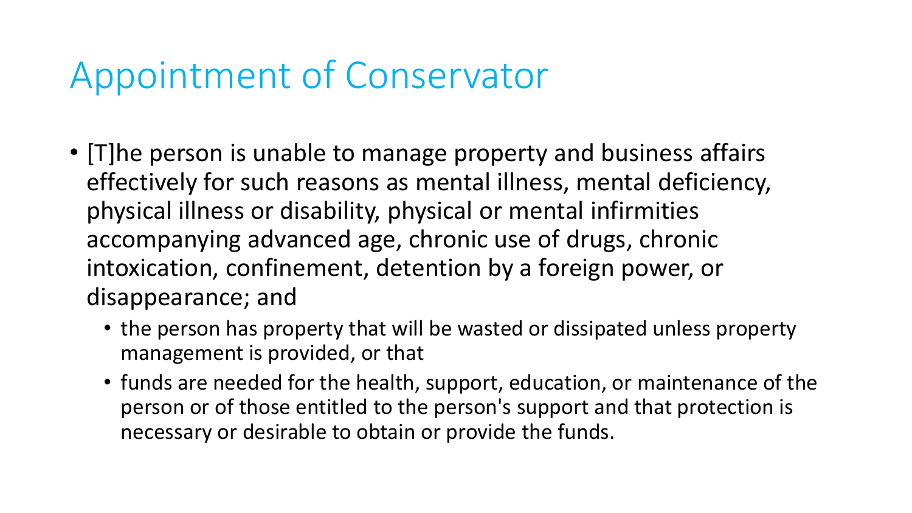# Appointment of Conservator

- [T]he person is unable to manage property and business affairs effectively for such reasons as mental illness, mental deficiency, physical illness or disability, physical or mental infirmities accompanying advanced age, chronic use of drugs, chronic intoxication, confinement, detention by a foreign power, or disappearance; and
  - the person has property that will be wasted or dissipated unless property management is provided, or that
  - funds are needed for the health, support, education, or maintenance of the person or of those entitled to the person's support and that protection is necessary or desirable to obtain or provide the funds.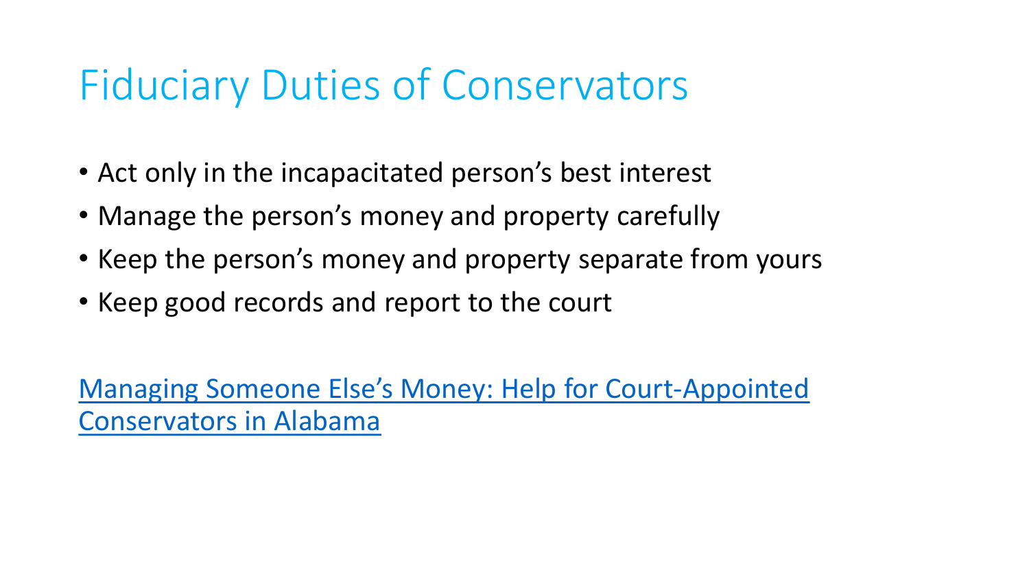# Fiduciary Duties of Conservators

- Act only in the incapacitated person's best interest
- Manage the person's money and property carefully
- Keep the person's money and property separate from yours
- Keep good records and report to the court

Managing Someone Else's Money: Help for Court-Appointed Conservators in Alabama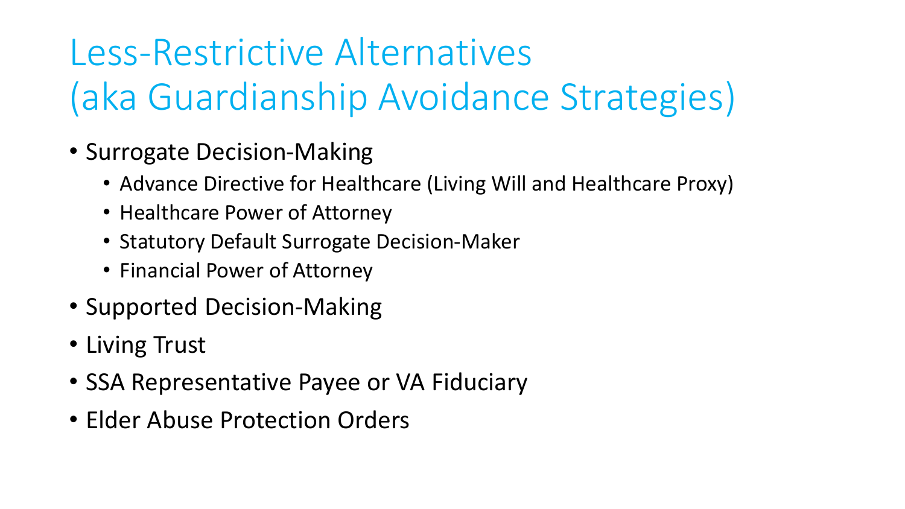# Less-Restrictive Alternatives (aka Guardianship Avoidance Strategies)

- Surrogate Decision-Making
  - Advance Directive for Healthcare (Living Will and Healthcare Proxy)
  - Healthcare Power of Attorney
  - Statutory Default Surrogate Decision-Maker
  - Financial Power of Attorney
- Supported Decision-Making
- Living Trust
- SSA Representative Payee or VA Fiduciary
- Elder Abuse Protection Orders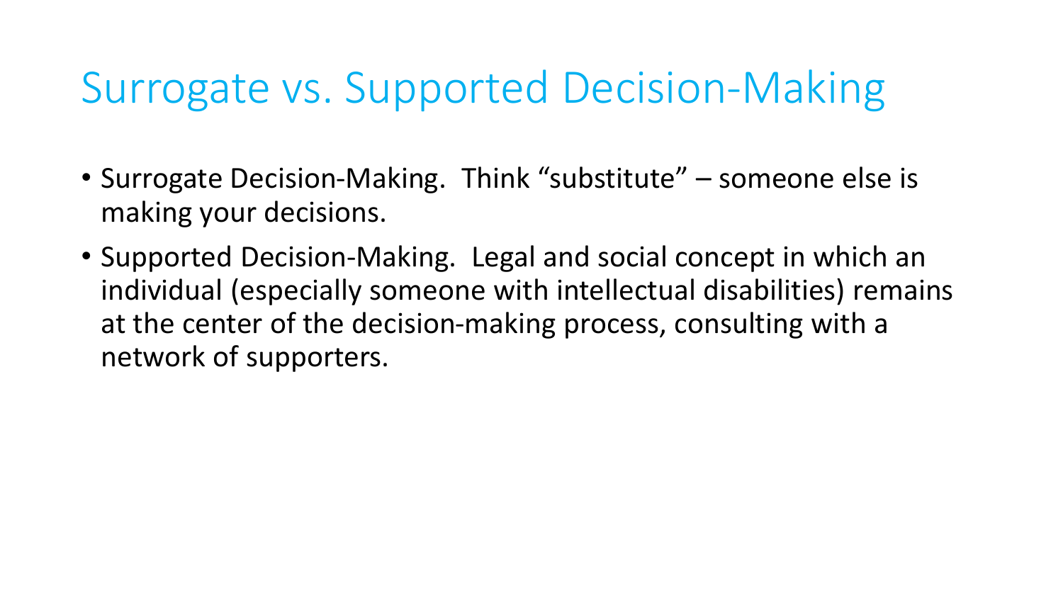# Surrogate vs. Supported Decision-Making

- Surrogate Decision-Making. Think "substitute" – someone else is making your decisions.
- Supported Decision-Making. Legal and social concept in which an individual (especially someone with intellectual disabilities) remains at the center of the decision-making process, consulting with a network of supporters.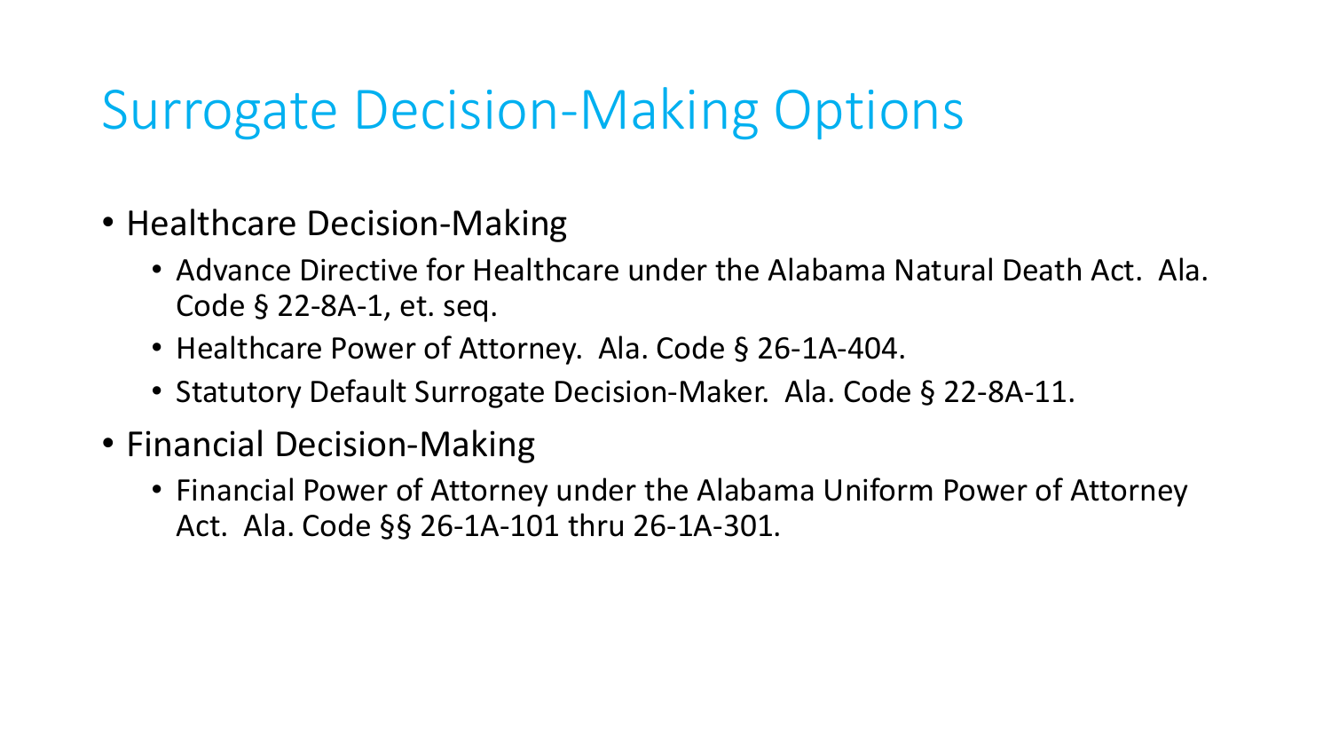# Surrogate Decision-Making Options

- Healthcare Decision-Making
  - Advance Directive for Healthcare under the Alabama Natural Death Act. Ala. Code § 22-8A-1, et. seq.
  - Healthcare Power of Attorney. Ala. Code § 26-1A-404.
  - Statutory Default Surrogate Decision-Maker. Ala. Code § 22-8A-11.
- Financial Decision-Making
  - Financial Power of Attorney under the Alabama Uniform Power of Attorney Act. Ala. Code §§ 26-1A-101 thru 26-1A-301.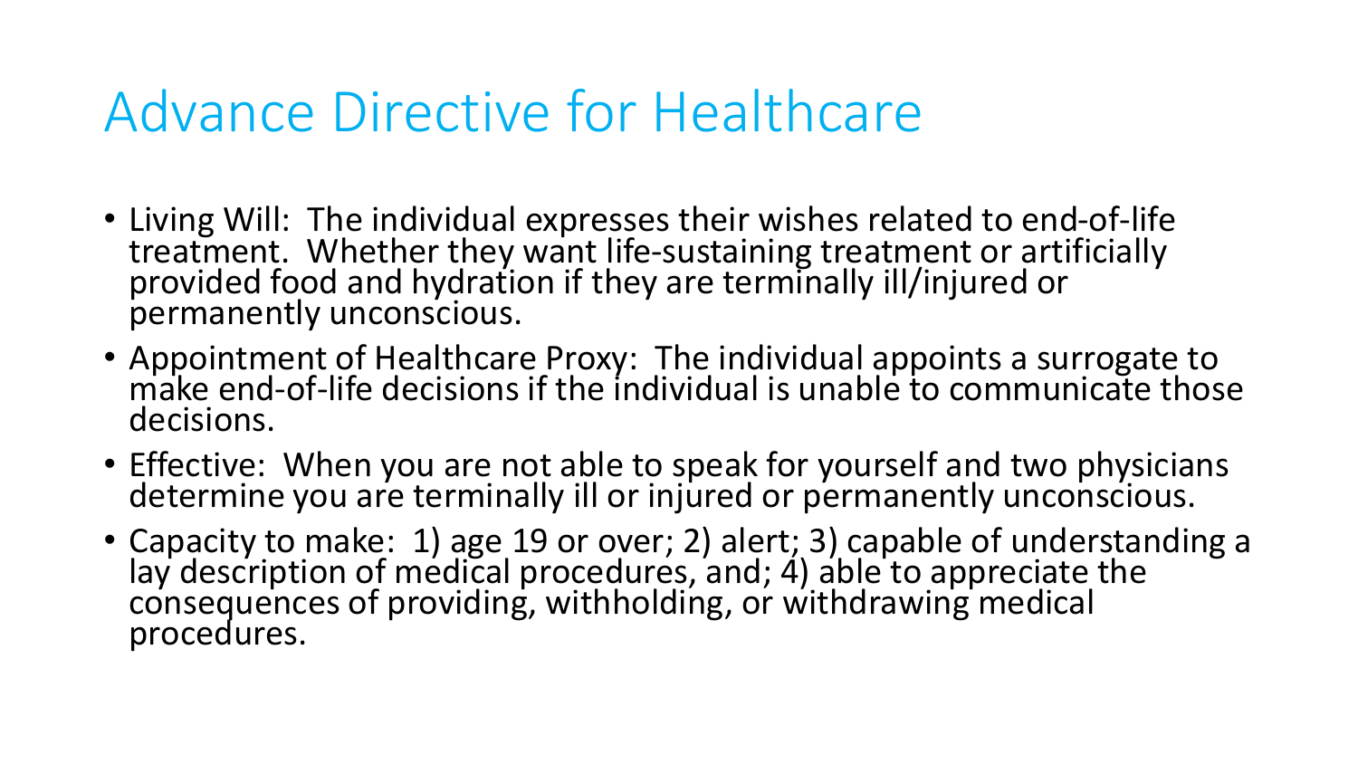# Advance Directive for Healthcare

- Living Will: The individual expresses their wishes related to end-of-life treatment. Whether they want life-sustaining treatment or artificially provided food and hydration if they are terminally ill/injured or permanently unconscious.
- Appointment of Healthcare Proxy: The individual appoints a surrogate to make end-of-life decisions if the individual is unable to communicate those decisions.
- Effective: When you are not able to speak for yourself and two physicians determine you are terminally ill or injured or permanently unconscious.
- Capacity to make: 1) age 19 or over; 2) alert; 3) capable of understanding a lay description of medical procedures, and; 4) able to appreciate the consequences of providing, withholding, or withdrawing medical procedures.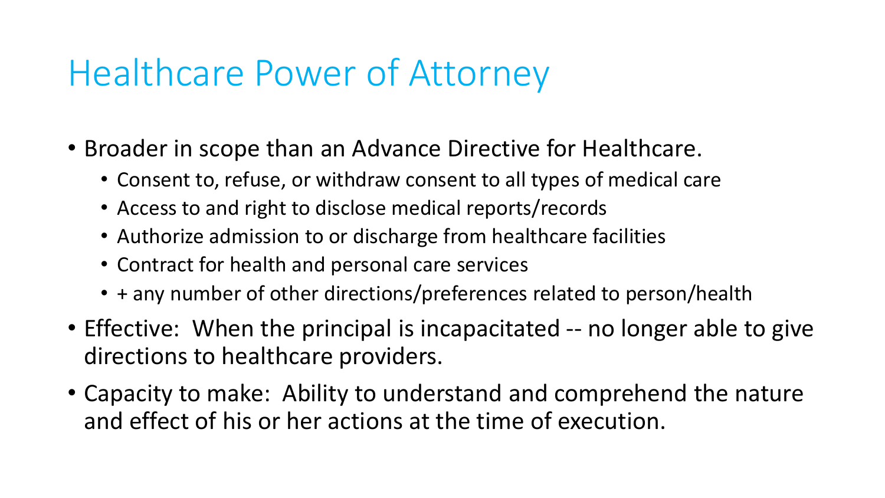# Healthcare Power of Attorney

- Broader in scope than an Advance Directive for Healthcare.
  - Consent to, refuse, or withdraw consent to all types of medical care
  - Access to and right to disclose medical reports/records
  - Authorize admission to or discharge from healthcare facilities
  - Contract for health and personal care services
  - + any number of other directions/preferences related to person/health
- Effective: When the principal is incapacitated -- no longer able to give directions to healthcare providers.
- Capacity to make: Ability to understand and comprehend the nature and effect of his or her actions at the time of execution.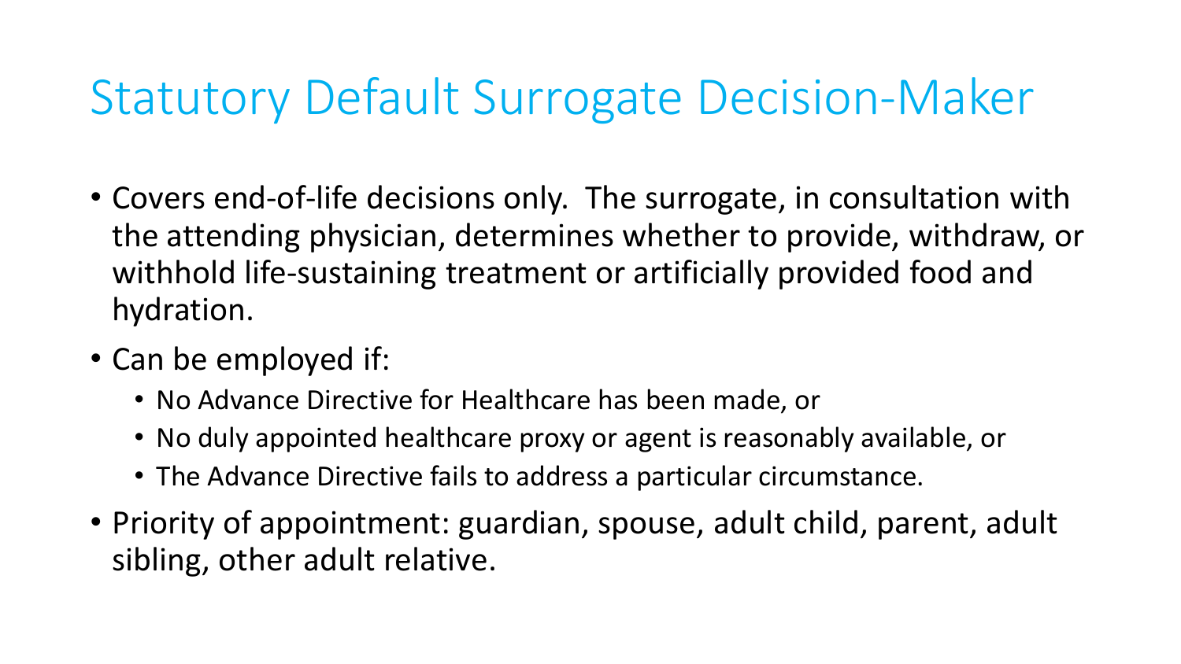# Statutory Default Surrogate Decision-Maker

- Covers end-of-life decisions only. The surrogate, in consultation with the attending physician, determines whether to provide, withdraw, or withhold life-sustaining treatment or artificially provided food and hydration.
- Can be employed if:
  - No Advance Directive for Healthcare has been made, or
  - No duly appointed healthcare proxy or agent is reasonably available, or
  - The Advance Directive fails to address a particular circumstance.
- Priority of appointment: guardian, spouse, adult child, parent, adult sibling, other adult relative.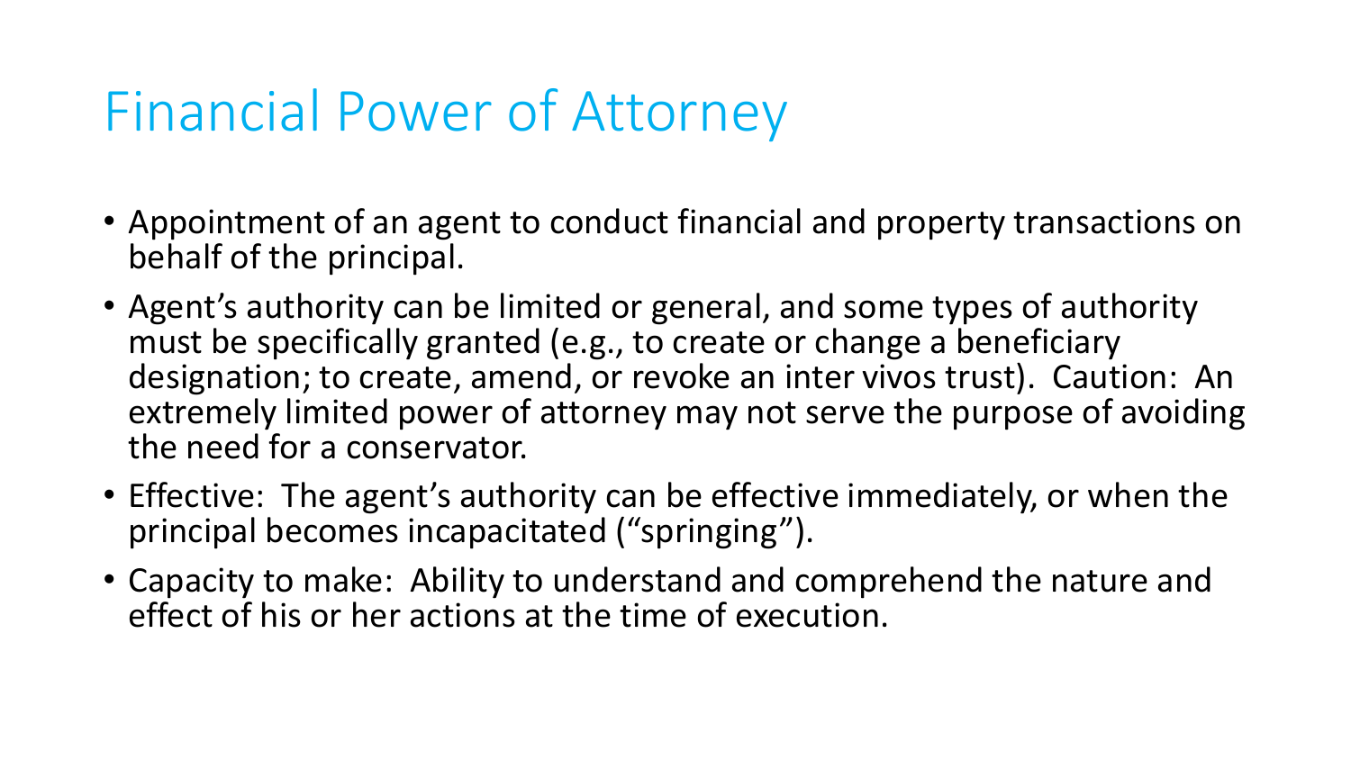# Financial Power of Attorney

- Appointment of an agent to conduct financial and property transactions on behalf of the principal.
- Agent's authority can be limited or general, and some types of authority must be specifically granted (e.g., to create or change a beneficiary designation; to create, amend, or revoke an inter vivos trust). Caution: An extremely limited power of attorney may not serve the purpose of avoiding the need for a conservator.
- Effective: The agent's authority can be effective immediately, or when the principal becomes incapacitated ("springing").
- Capacity to make: Ability to understand and comprehend the nature and effect of his or her actions at the time of execution.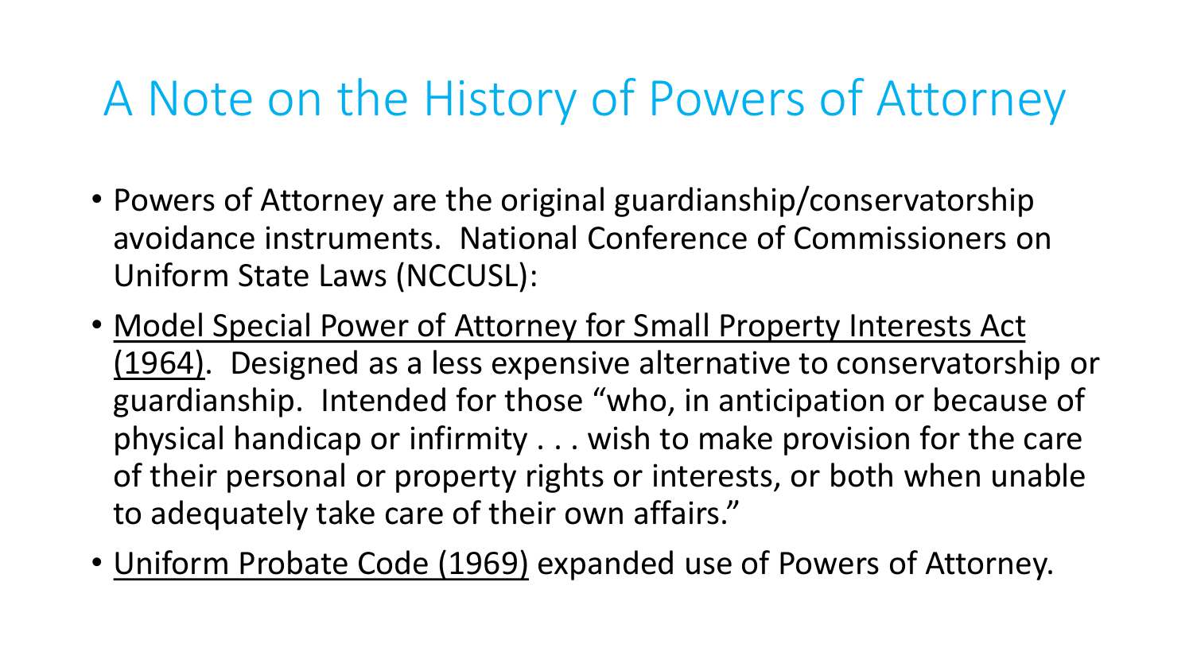# A Note on the History of Powers of Attorney

- Powers of Attorney are the original guardianship/conservatorship avoidance instruments. National Conference of Commissioners on Uniform State Laws (NCCUSL):
- <u>Model Special Power of Attorney for Small Property Interests Act (1964)</u>. Designed as a less expensive alternative to conservatorship or guardianship. Intended for those "who, in anticipation or because of physical handicap or infirmity . . . wish to make provision for the care of their personal or property rights or interests, or both when unable to adequately take care of their own affairs."
- <u>Uniform Probate Code (1969)</u> expanded use of Powers of Attorney.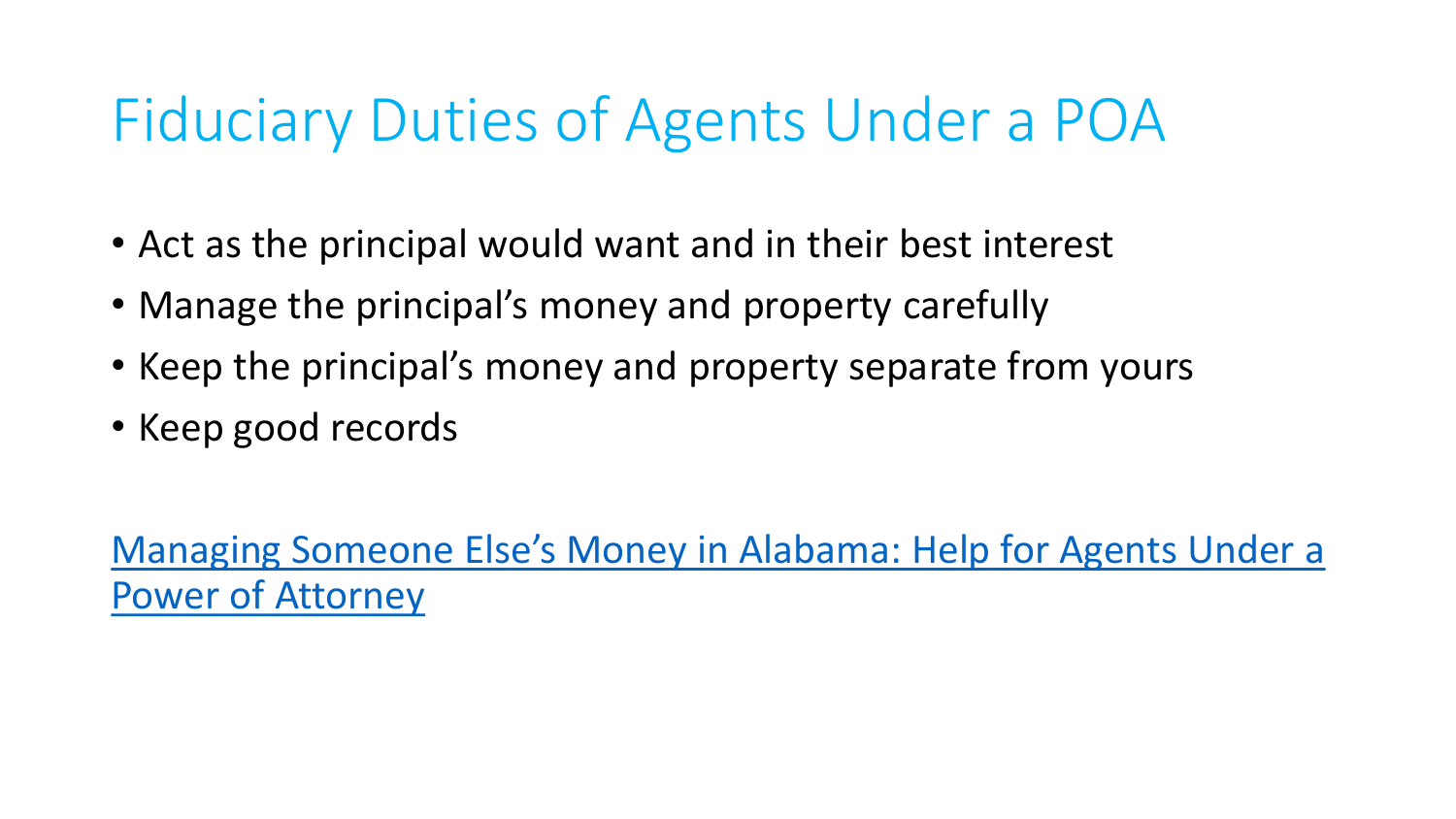# Fiduciary Duties of Agents Under a POA

- Act as the principal would want and in their best interest
- Manage the principal's money and property carefully
- Keep the principal's money and property separate from yours
- Keep good records

Managing Someone Else's Money in Alabama: Help for Agents Under a Power of Attorney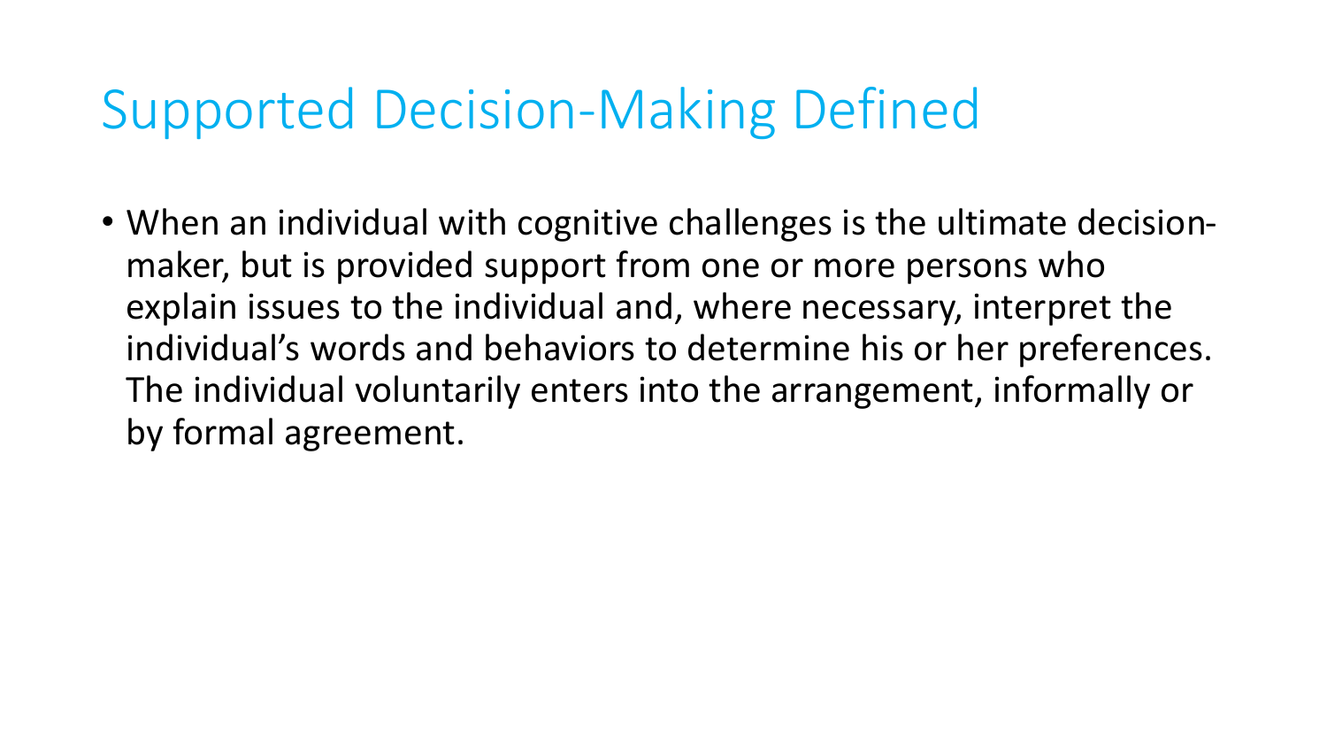# Supported Decision-Making Defined

- When an individual with cognitive challenges is the ultimate decision-maker, but is provided support from one or more persons who explain issues to the individual and, where necessary, interpret the individual's words and behaviors to determine his or her preferences. The individual voluntarily enters into the arrangement, informally or by formal agreement.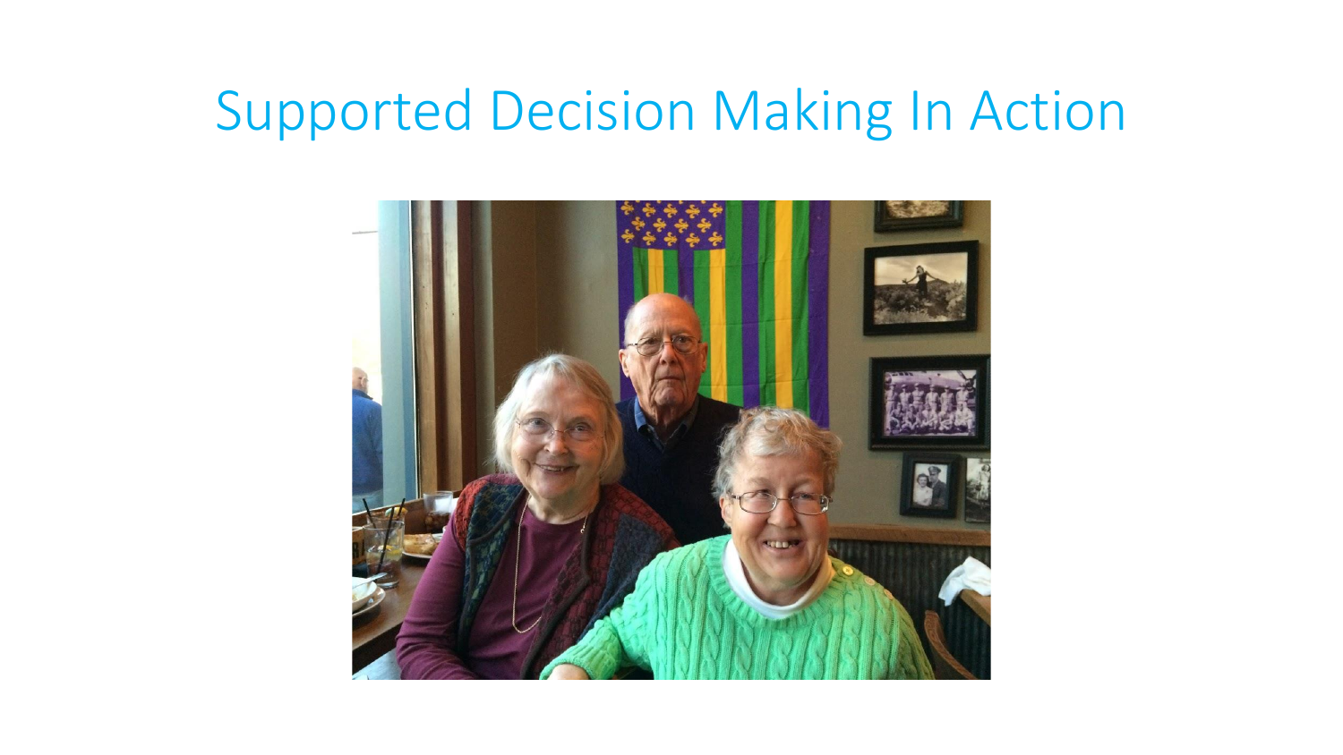# Supported Decision Making In Action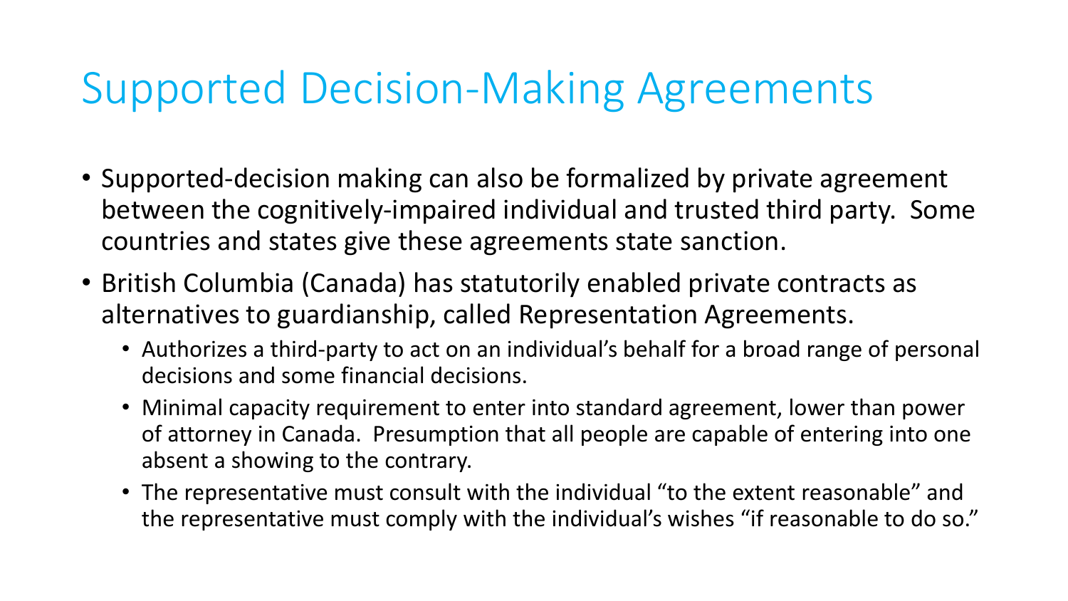# Supported Decision-Making Agreements

- Supported-decision making can also be formalized by private agreement between the cognitively-impaired individual and trusted third party. Some countries and states give these agreements state sanction.
- British Columbia (Canada) has statutorily enabled private contracts as alternatives to guardianship, called Representation Agreements.
  - Authorizes a third-party to act on an individual's behalf for a broad range of personal decisions and some financial decisions.
  - Minimal capacity requirement to enter into standard agreement, lower than power of attorney in Canada. Presumption that all people are capable of entering into one absent a showing to the contrary.
  - The representative must consult with the individual "to the extent reasonable" and the representative must comply with the individual's wishes "if reasonable to do so."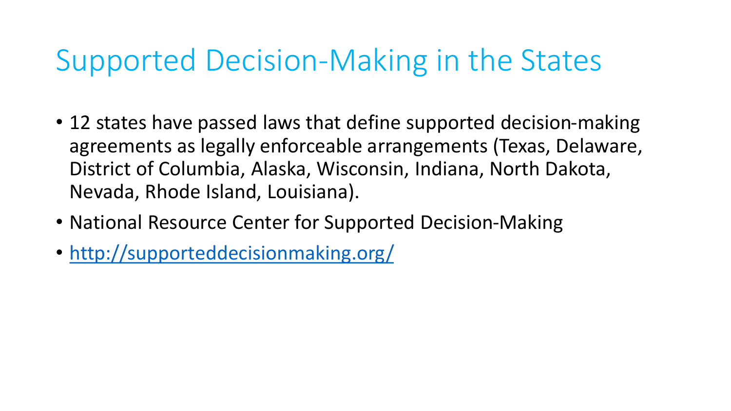# Supported Decision-Making in the States

- 12 states have passed laws that define supported decision-making agreements as legally enforceable arrangements (Texas, Delaware, District of Columbia, Alaska, Wisconsin, Indiana, North Dakota, Nevada, Rhode Island, Louisiana).
- National Resource Center for Supported Decision-Making
- [http://supporteddecisionmaking.org/](http://supporteddecisionmaking.org/)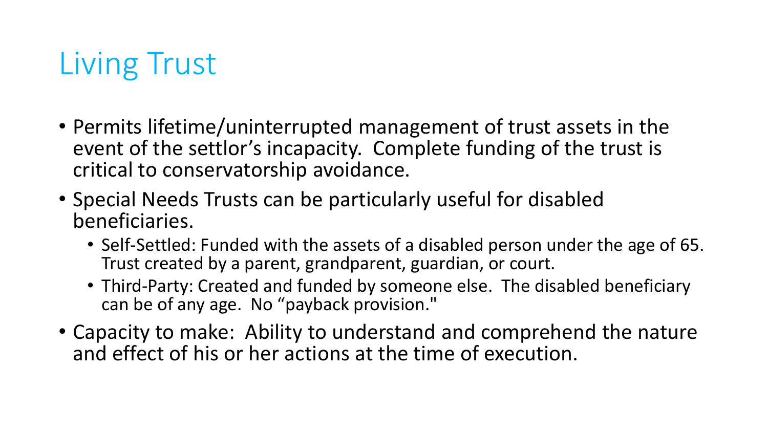# Living Trust

- Permits lifetime/uninterrupted management of trust assets in the event of the settlor's incapacity. Complete funding of the trust is critical to conservatorship avoidance.
- Special Needs Trusts can be particularly useful for disabled beneficiaries.
  - Self-Settled: Funded with the assets of a disabled person under the age of 65. Trust created by a parent, grandparent, guardian, or court.
  - Third-Party: Created and funded by someone else. The disabled beneficiary can be of any age. No "payback provision."
- Capacity to make: Ability to understand and comprehend the nature and effect of his or her actions at the time of execution.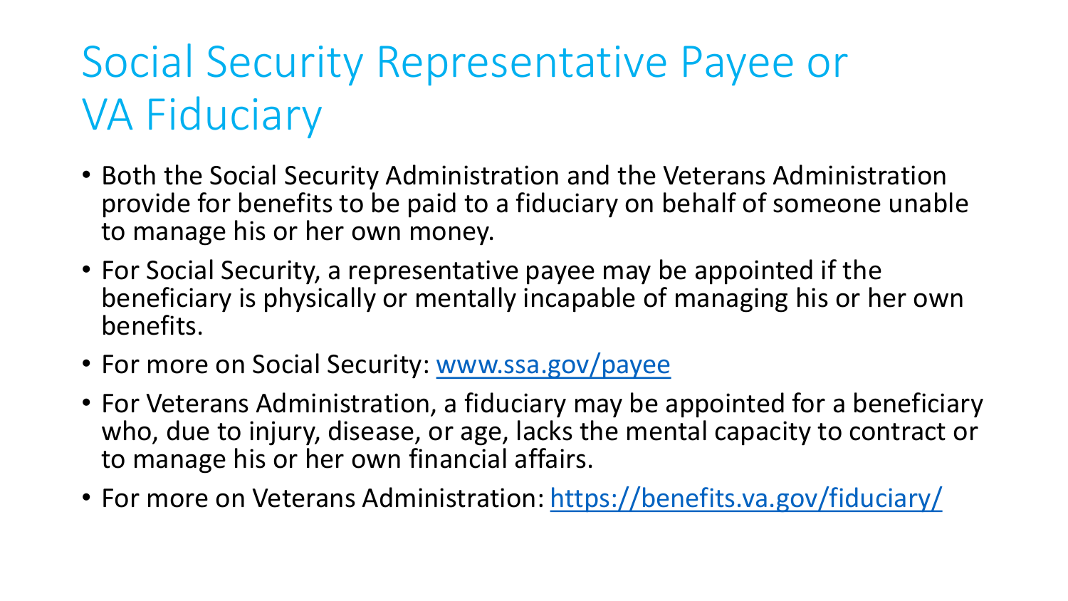# Social Security Representative Payee or VA Fiduciary

- Both the Social Security Administration and the Veterans Administration provide for benefits to be paid to a fiduciary on behalf of someone unable to manage his or her own money.
- For Social Security, a representative payee may be appointed if the beneficiary is physically or mentally incapable of managing his or her own benefits.
- For more on Social Security: [www.ssa.gov/payee](www.ssa.gov/payee)
- For Veterans Administration, a fiduciary may be appointed for a beneficiary who, due to injury, disease, or age, lacks the mental capacity to contract or to manage his or her own financial affairs.
- For more on Veterans Administration: [https://benefits.va.gov/fiduciary/](https://benefits.va.gov/fiduciary/)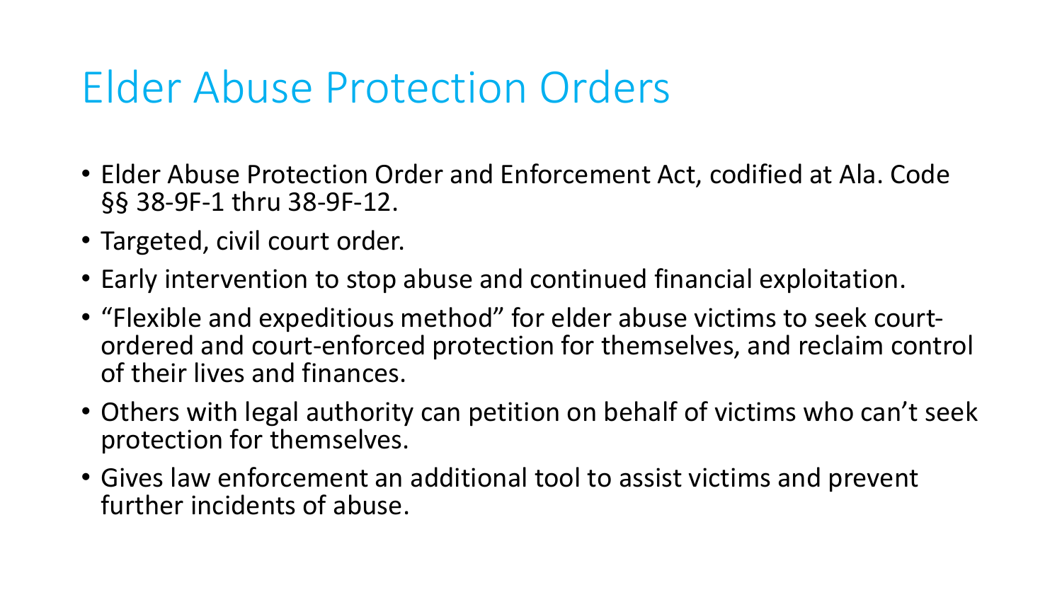# Elder Abuse Protection Orders

- Elder Abuse Protection Order and Enforcement Act, codified at Ala. Code §§ 38-9F-1 thru 38-9F-12.
- Targeted, civil court order.
- Early intervention to stop abuse and continued financial exploitation.
- "Flexible and expeditious method" for elder abuse victims to seek court-ordered and court-enforced protection for themselves, and reclaim control of their lives and finances.
- Others with legal authority can petition on behalf of victims who can't seek protection for themselves.
- Gives law enforcement an additional tool to assist victims and prevent further incidents of abuse.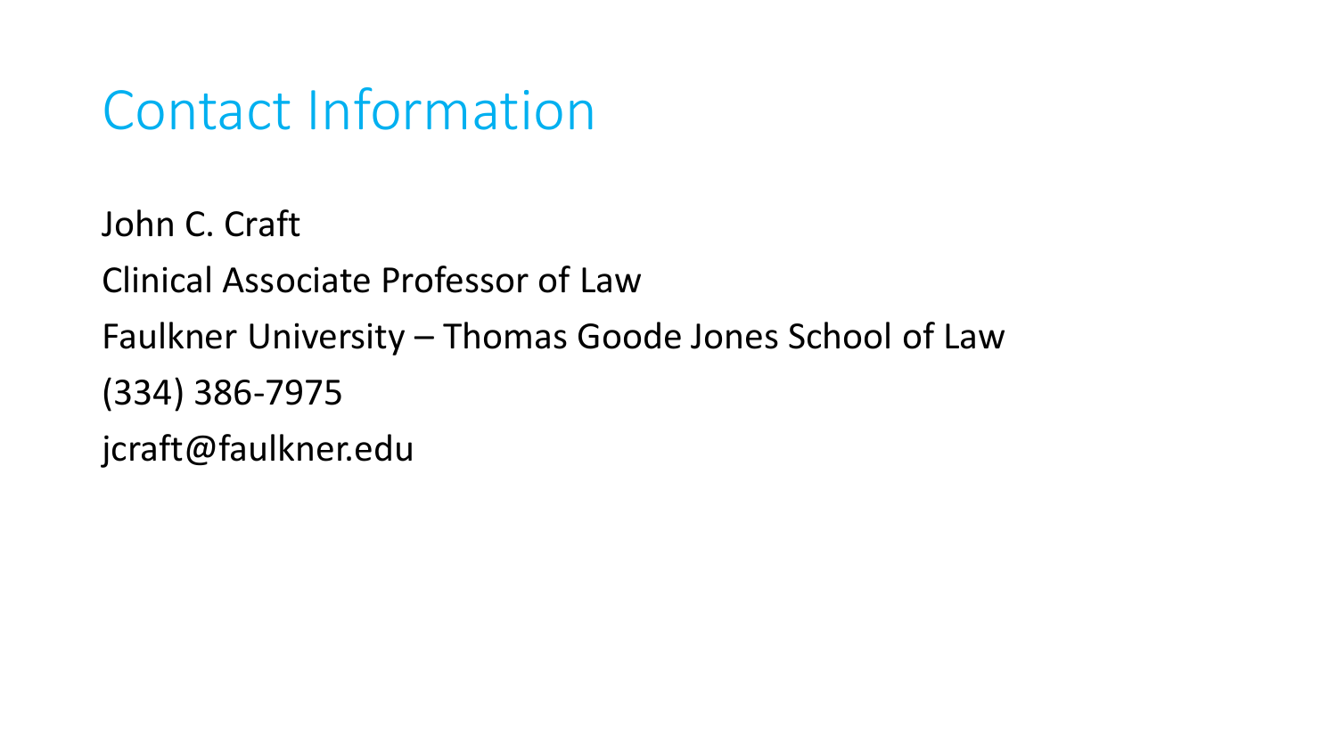# Contact Information

John C. Craft

Clinical Associate Professor of Law

Faulkner University – Thomas Goode Jones School of Law

(334) 386-7975

jcraft@faulkner.edu